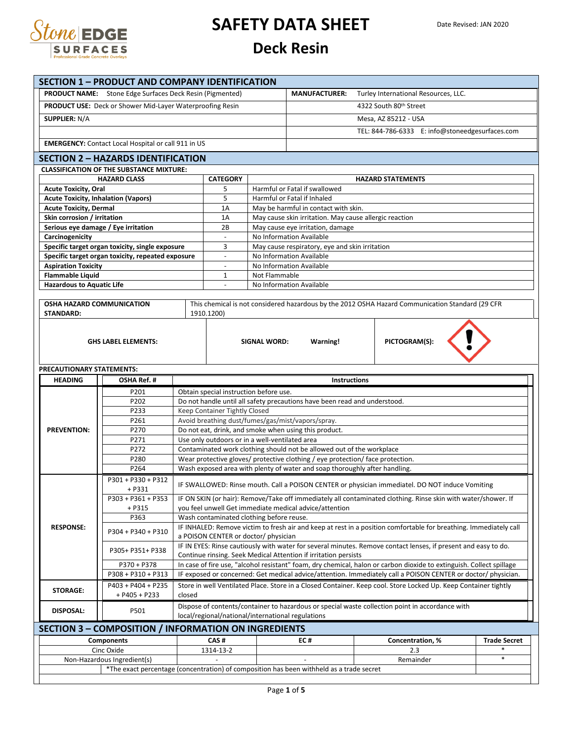# SAFETY DATA SHEET

## Deck Resin

Date Revised: JAN 2020

## SECTION 1 – PRODUCT AND COMPANY IDENTIFICATION

| | |
|---|---|
| **PRODUCT NAME:** Stone Edge Surfaces Deck Resin (Pigmented) | **MANUFACTURER:** Turley International Resources, LLC. |
| **PRODUCT USE:** Deck or Shower Mid-Layer Waterproofing Resin | 4322 South 80th Street |
| **SUPPLIER:** N/A | Mesa, AZ 85212 - USA |
| | TEL: 844-786-6333 E: info@stoneedgesurfaces.com |
| **EMERGENCY:** Contact Local Hospital or call 911 in US | |

## SECTION 2 – HAZARDS IDENTIFICATION

**CLASSIFICATION OF THE SUBSTANCE MIXTURE:**

| HAZARD CLASS | CATEGORY | HAZARD STATEMENTS |
|---|---|---|
| **Acute Toxicity, Oral** | 5 | Harmful or Fatal if swallowed |
| **Acute Toxicity, Inhalation (Vapors)** | 5 | Harmful or Fatal if Inhaled |
| **Acute Toxicity, Dermal** | 1A | May be harmful in contact with skin. |
| **Skin corrosion / irritation** | 1A | May cause skin irritation. May cause allergic reaction |
| **Serious eye damage / Eye irritation** | 2B | May cause eye irritation, damage |
| **Carcinogenicity** | - | No Information Available |
| **Specific target organ toxicity, single exposure** | 3 | May cause respiratory, eye and skin irritation |
| **Specific target organ toxicity, repeated exposure** | - | No Information Available |
| **Aspiration Toxicity** | - | No Information Available |
| **Flammable Liquid** | 1 | Not Flammable |
| **Hazardous to Aquatic Life** | - | No Information Available |

| | |
|---|---|
| **OSHA HAZARD COMMUNICATION STANDARD:** | This chemical is not considered hazardous by the 2012 OSHA Hazard Communication Standard (29 CFR 1910.1200) |

| | | |
|---|---|---|
| **GHS LABEL ELEMENTS:** | **SIGNAL WORD:** **Warning!** | **PICTOGRAM(S):** ! |

**PRECAUTIONARY STATEMENTS:**

| HEADING | OSHA Ref. # | Instructions |
|---|---|---|
| **PREVENTION:** | P201 | Obtain special instruction before use. |
| | P202 | Do not handle until all safety precautions have been read and understood. |
| | P233 | Keep Container Tightly Closed |
| | P261 | Avoid breathing dust/fumes/gas/mist/vapors/spray. |
| | P270 | Do not eat, drink, and smoke when using this product. |
| | P271 | Use only outdoors or in a well-ventilated area |
| | P272 | Contaminated work clothing should not be allowed out of the workplace |
| | P280 | Wear protective gloves/ protective clothing / eye protection/ face protection. |
| | P264 | Wash exposed area with plenty of water and soap thoroughly after handling. |
| **RESPONSE:** | P301 + P330 + P312 + P331 | IF SWALLOWED: Rinse mouth. Call a POISON CENTER or physician immediatel. DO NOT induce Vomiting |
| | P303 + P361 + P353 + P315 | IF ON SKIN (or hair): Remove/Take off immediately all contaminated clothing. Rinse skin with water/shower. If you feel unwell Get immediate medical advice/attention |
| | P363 | Wash contaminated clothing before reuse. |
| | P304 + P340 + P310 | IF INHALED: Remove victim to fresh air and keep at rest in a position comfortable for breathing. Immediately call a POISON CENTER or doctor/ physician |
| | P305+ P351+ P338 | IF IN EYES: Rinse cautiously with water for several minutes. Remove contact lenses, if present and easy to do. Continue rinsing. Seek Medical Attention if irritation persists |
| | P370 + P378 | In case of fire use, "alcohol resistant" foam, dry chemical, halon or carbon dioxide to extinguish. Collect spillage |
| | P308 + P310 + P313 | IF exposed or concerned: Get medical advice/attention. Immediately call a POISON CENTER or doctor/ physician. |
| **STORAGE:** | P403 + P404 + P235 + P405 + P233 | Store in well Ventilated Place. Store in a Closed Container. Keep cool. Store Locked Up. Keep Container tightly closed |
| **DISPOSAL:** | P501 | Dispose of contents/container to hazardous or special waste collection point in accordance with local/regional/national/international regulations |

## SECTION 3 – COMPOSITION / INFORMATION ON INGREDIENTS

| Components | CAS # | EC # | Concentration, % | Trade Secret |
|---|---|---|---|---|
| Cinc Oxide | 1314-13-2 | | 2.3 | * |
| Non-Hazardous Ingredient(s) | - | - | Remainder | * |
| *The exact percentage (concentration) of composition has been withheld as a trade secret | | | | |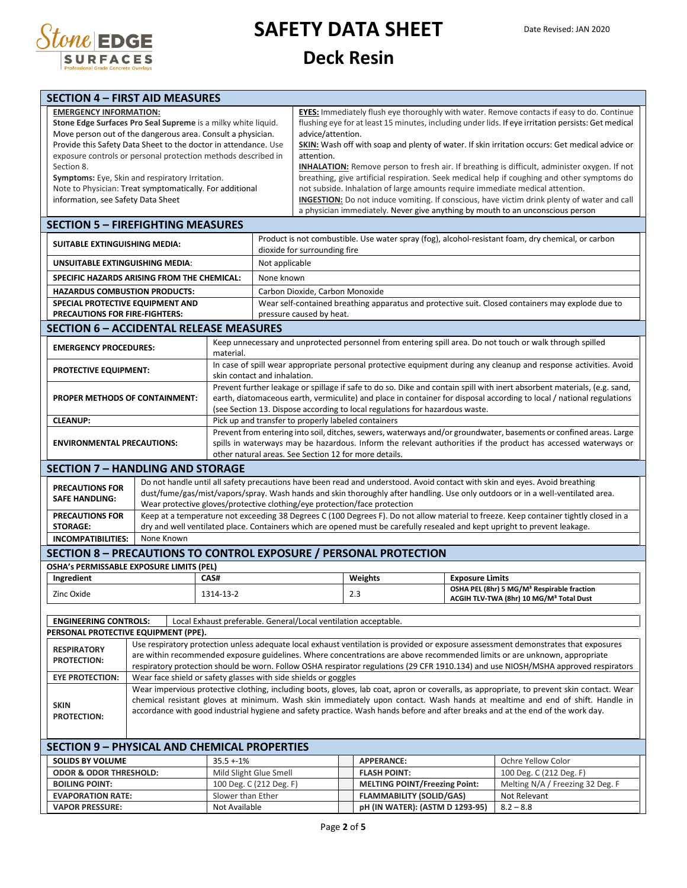# SAFETY DATA SHEET

## Deck Resin

Date Revised: JAN 2020

## SECTION 4 – FIRST AID MEASURES

**EMERGENCY INFORMATION:**
**Stone Edge Surfaces Pro Seal Supreme** is a milky white liquid. Move person out of the dangerous area. Consult a physician. Provide this Safety Data Sheet to the doctor in attendance. Use exposure controls or personal protection methods described in Section 8.
**Symptoms:** Eye, Skin and respiratory Irritation.
Note to Physician: Treat symptomatically. For additional information, see Safety Data Sheet

**EYES:** Immediately flush eye thoroughly with water. Remove contacts if easy to do. Continue flushing eye for at least 15 minutes, including under lids. If eye irritation persists: Get medical advice/attention.
**SKIN:** Wash off with soap and plenty of water. If skin irritation occurs: Get medical advice or attention.
**INHALATION:** Remove person to fresh air. If breathing is difficult, administer oxygen. If not breathing, give artificial respiration. Seek medical help if coughing and other symptoms do not subside. Inhalation of large amounts require immediate medical attention.
**INGESTION:** Do not induce vomiting. If conscious, have victim drink plenty of water and call a physician immediately. Never give anything by mouth to an unconscious person

## SECTION 5 – FIREFIGHTING MEASURES

| | |
|---|---|
| **SUITABLE EXTINGUISHING MEDIA:** | Product is not combustible. Use water spray (fog), alcohol-resistant foam, dry chemical, or carbon dioxide for surrounding fire |
| **UNSUITABLE EXTINGUISHING MEDIA**: | Not applicable |
| **SPECIFIC HAZARDS ARISING FROM THE CHEMICAL:** | None known |
| **HAZARDUS COMBUSTION PRODUCTS:** | Carbon Dioxide, Carbon Monoxide |
| **SPECIAL PROTECTIVE EQUIPMENT AND PRECAUTIONS FOR FIRE-FIGHTERS:** | Wear self-contained breathing apparatus and protective suit. Closed containers may explode due to pressure caused by heat. |

## SECTION 6 – ACCIDENTAL RELEASE MEASURES

| | |
|---|---|
| **EMERGENCY PROCEDURES:** | Keep unnecessary and unprotected personnel from entering spill area. Do not touch or walk through spilled material. |
| **PROTECTIVE EQUIPMENT:** | In case of spill wear appropriate personal protective equipment during any cleanup and response activities. Avoid skin contact and inhalation. |
| **PROPER METHODS OF CONTAINMENT:** | Prevent further leakage or spillage if safe to do so. Dike and contain spill with inert absorbent materials, (e.g. sand, earth, diatomaceous earth, vermiculite) and place in container for disposal according to local / national regulations (see Section 13. Dispose according to local regulations for hazardous waste. |
| **CLEANUP:** | Pick up and transfer to properly labeled containers |
| **ENVIRONMENTAL PRECAUTIONS:** | Prevent from entering into soil, ditches, sewers, waterways and/or groundwater, basements or confined areas. Large spills in waterways may be hazardous. Inform the relevant authorities if the product has accessed waterways or other natural areas. See Section 12 for more details. |

## SECTION 7 – HANDLING AND STORAGE

| | |
|---|---|
| **PRECAUTIONS FOR SAFE HANDLING:** | Do not handle until all safety precautions have been read and understood. Avoid contact with skin and eyes. Avoid breathing dust/fume/gas/mist/vapors/spray. Wash hands and skin thoroughly after handling. Use only outdoors or in a well-ventilated area. Wear protective gloves/protective clothing/eye protection/face protection |
| **PRECAUTIONS FOR STORAGE:** | Keep at a temperature not exceeding 38 Degrees C (100 Degrees F). Do not allow material to freeze. Keep container tightly closed in a dry and well ventilated place. Containers which are opened must be carefully resealed and kept upright to prevent leakage. |
| **INCOMPATIBILITIES:** | None Known |

## SECTION 8 – PRECAUTIONS TO CONTROL EXPOSURE / PERSONAL PROTECTION

**OSHA'S PERMISSABLE EXPOSURE LIMITS (PEL)**

| Ingredient | CAS# | Weights | Exposure Limits |
|---|---|---|---|
| Zinc Oxide | 1314-13-2 | 2.3 | **OSHA PEL (8hr) 5 MG/M³ Respirable fraction** **ACGIH TLV-TWA (8hr) 10 MG/M³ Total Dust** |

| | |
|---|---|
| **ENGINEERING CONTROLS:** | Local Exhaust preferable. General/Local ventilation acceptable. |

**PERSONAL PROTECTIVE EQUIPMENT (PPE).**

| | |
|---|---|
| **RESPIRATORY PROTECTION:** | Use respiratory protection unless adequate local exhaust ventilation is provided or exposure assessment demonstrates that exposures are within recommended exposure guidelines. Where concentrations are above recommended limits or are unknown, appropriate respiratory protection should be worn. Follow OSHA respirator regulations (29 CFR 1910.134) and use NIOSH/MSHA approved respirators |
| **EYE PROTECTION:** | Wear face shield or safety glasses with side shields or goggles |
| **SKIN PROTECTION:** | Wear impervious protective clothing, including boots, gloves, lab coat, apron or coveralls, as appropriate, to prevent skin contact. Wear chemical resistant gloves at minimum. Wash skin immediately upon contact. Wash hands at mealtime and end of shift. Handle in accordance with good industrial hygiene and safety practice. Wash hands before and after breaks and at the end of the work day. |

## SECTION 9 – PHYSICAL AND CHEMICAL PROPERTIES

| | | | |
|---|---|---|---|
| **SOLIDS BY VOLUME** | 35.5 +-1% | **APPERANCE:** | Ochre Yellow Color |
| **ODOR & ODOR THRESHOLD:** | Mild Slight Glue Smell | **FLASH POINT:** | 100 Deg. C (212 Deg. F) |
| **BOILING POINT:** | 100 Deg. C (212 Deg. F) | **MELTING POINT/Freezing Point:** | Melting N/A / Freezing 32 Deg. F |
| **EVAPORATION RATE:** | Slower than Ether | **FLAMMABILITY (SOLID/GAS)** | Not Relevant |
| **VAPOR PRESSURE:** | Not Available | **pH (IN WATER): (ASTM D 1293-95)** | 8.2 – 8.8 |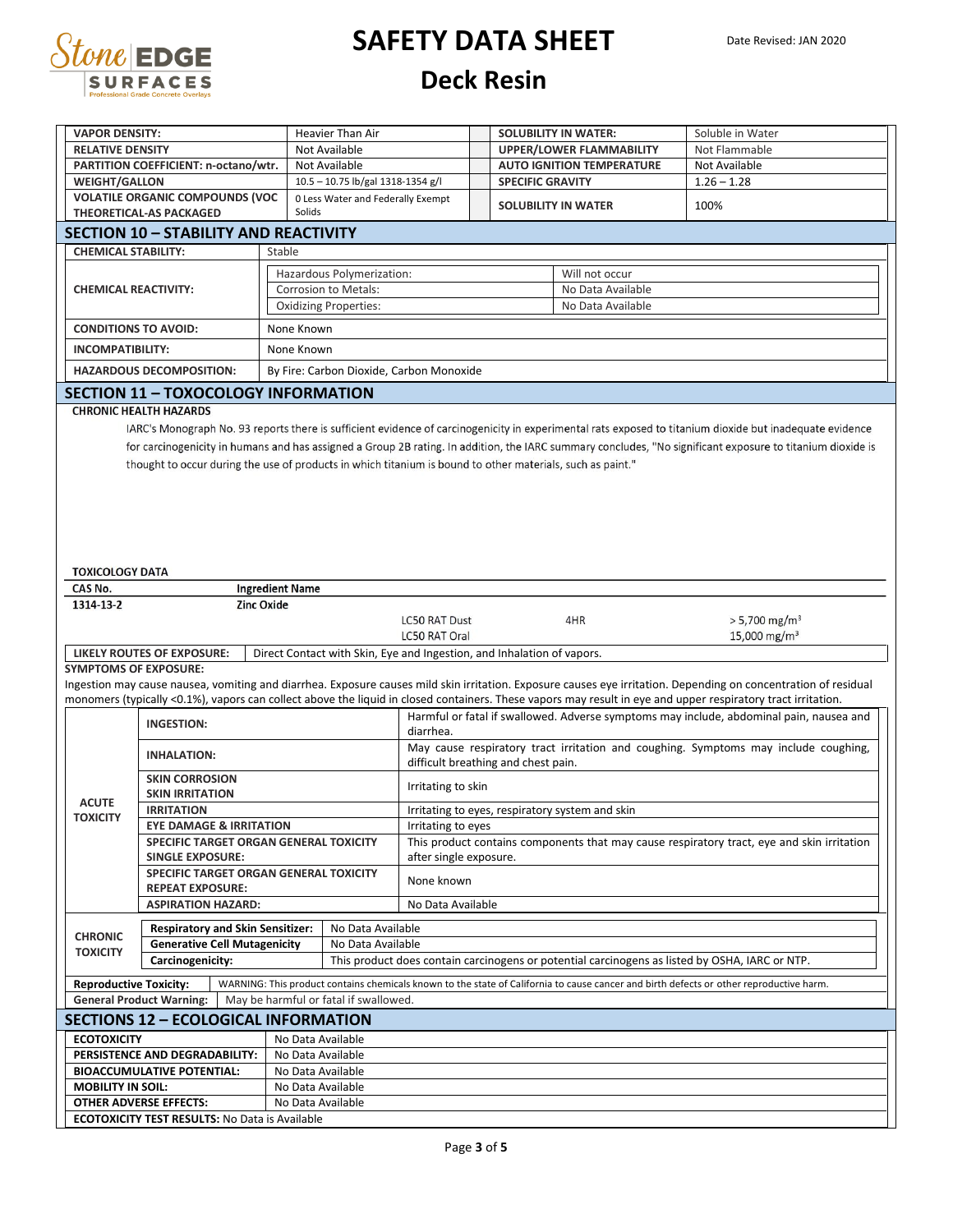| VAPOR DENSITY: | Heavier Than Air | SOLUBILITY IN WATER: | Soluble in Water |
|---|---|---|---|
| RELATIVE DENSITY | Not Available | UPPER/LOWER FLAMMABILITY | Not Flammable |
| PARTITION COEFFICIENT: n-octano/wtr. | Not Available | AUTO IGNITION TEMPERATURE | Not Available |
| WEIGHT/GALLON | 10.5 – 10.75 lb/gal 1318-1354 g/l | SPECIFIC GRAVITY | 1.26 – 1.28 |
| VOLATILE ORGANIC COMPOUNDS (VOC THEORETICAL-AS PACKAGED | 0 Less Water and Federally Exempt Solids | SOLUBILITY IN WATER | 100% |

## SECTION 10 – STABILITY AND REACTIVITY

| CHEMICAL STABILITY: | Stable | |
|---|---|---|
| CHEMICAL REACTIVITY: | Hazardous Polymerization: | Will not occur |
| | Corrosion to Metals: | No Data Available |
| | Oxidizing Properties: | No Data Available |
| CONDITIONS TO AVOID: | None Known | |
| INCOMPATIBILITY: | None Known | |
| HAZARDOUS DECOMPOSITION: | By Fire: Carbon Dioxide, Carbon Monoxide | |

## SECTION 11 – TOXOCOLOGY INFORMATION

**CHRONIC HEALTH HAZARDS**

IARC's Monograph No. 93 reports there is sufficient evidence of carcinogenicity in experimental rats exposed to titanium dioxide but inadequate evidence for carcinogenicity in humans and has assigned a Group 2B rating. In addition, the IARC summary concludes, "No significant exposure to titanium dioxide is thought to occur during the use of products in which titanium is bound to other materials, such as paint."

**TOXICOLOGY DATA**

| CAS No. | Ingredient Name | | | |
|---|---|---|---|---|
| 1314-13-2 | Zinc Oxide | | | |
| | | LC50 RAT Dust | 4HR | > 5,700 mg/m³ |
| | | LC50 RAT Oral | | 15,000 mg/m³ |

| LIKELY ROUTES OF EXPOSURE: | Direct Contact with Skin, Eye and Ingestion, and Inhalation of vapors. |
|---|---|

**SYMPTOMS OF EXPOSURE:**

Ingestion may cause nausea, vomiting and diarrhea. Exposure causes mild skin irritation. Exposure causes eye irritation. Depending on concentration of residual monomers (typically <0.1%), vapors can collect above the liquid in closed containers. These vapors may result in eye and upper respiratory tract irritation.

| | | |
|---|---|---|
| ACUTE TOXICITY | INGESTION: | Harmful or fatal if swallowed. Adverse symptoms may include, abdominal pain, nausea and diarrhea. |
| | INHALATION: | May cause respiratory tract irritation and coughing. Symptoms may include coughing, difficult breathing and chest pain. |
| | SKIN CORROSION SKIN IRRITATION | Irritating to skin |
| | IRRITATION | Irritating to eyes, respiratory system and skin |
| | EYE DAMAGE & IRRITATION | Irritating to eyes |
| | SPECIFIC TARGET ORGAN GENERAL TOXICITY SINGLE EXPOSURE: | This product contains components that may cause respiratory tract, eye and skin irritation after single exposure. |
| | SPECIFIC TARGET ORGAN GENERAL TOXICITY REPEAT EXPOSURE: | None known |
| | ASPIRATION HAZARD: | No Data Available |

| | | |
|---|---|---|
| CHRONIC TOXICITY | Respiratory and Skin Sensitizer: | No Data Available |
| | Generative Cell Mutagenicity | No Data Available |
| | Carcinogenicity: | This product does contain carcinogens or potential carcinogens as listed by OSHA, IARC or NTP. |

| Reproductive Toxicity: | WARNING: This product contains chemicals known to the state of California to cause cancer and birth defects or other reproductive harm. |
|---|---|
| General Product Warning: | May be harmful or fatal if swallowed. |

## SECTIONS 12 – ECOLOGICAL INFORMATION

| ECOTOXICITY | No Data Available |
|---|---|
| PERSISTENCE AND DEGRADABILITY: | No Data Available |
| BIOACCUMULATIVE POTENTIAL: | No Data Available |
| MOBILITY IN SOIL: | No Data Available |
| OTHER ADVERSE EFFECTS: | No Data Available |

**ECOTOXICITY TEST RESULTS:** No Data is Available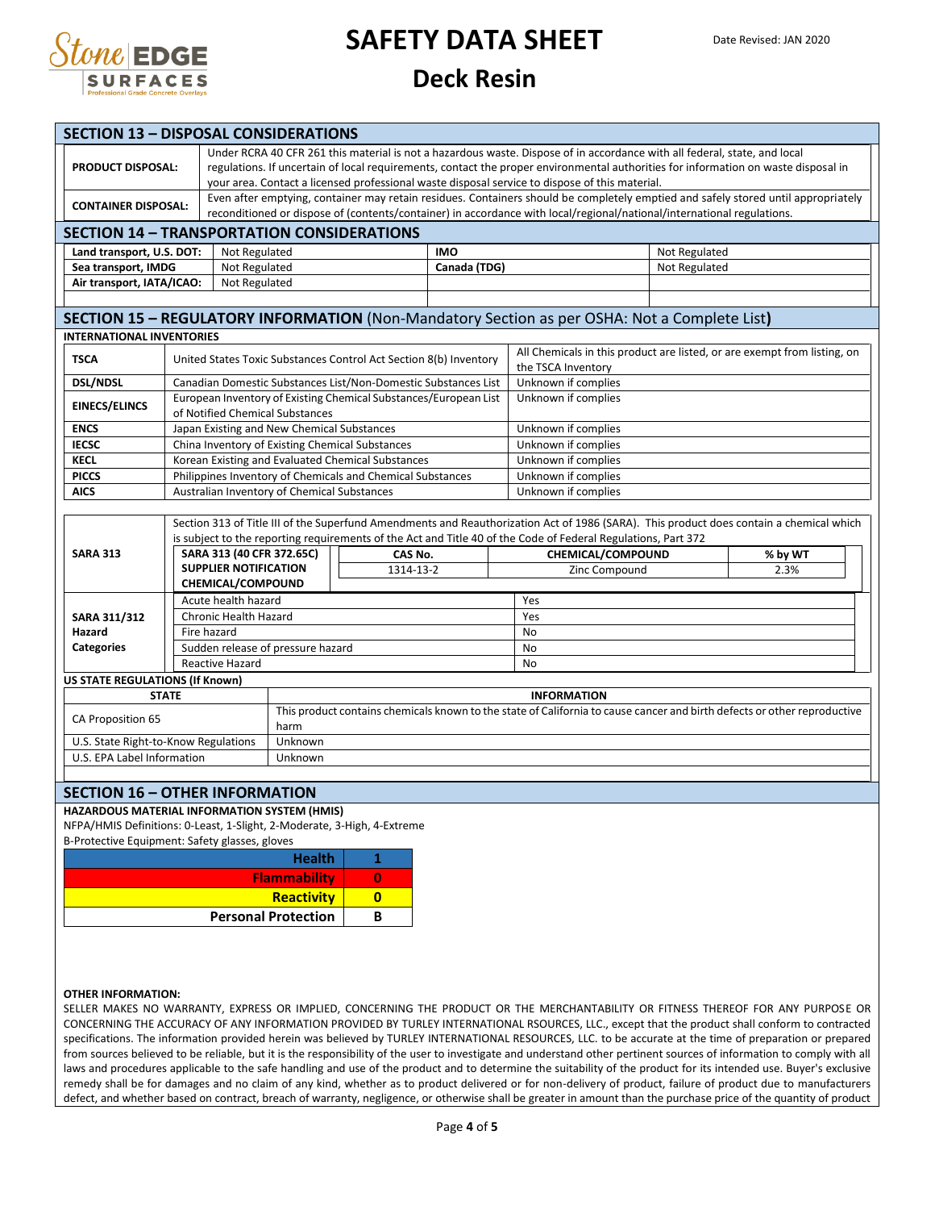## SECTION 13 – DISPOSAL CONSIDERATIONS

| | |
|---|---|
| **PRODUCT DISPOSAL:** | Under RCRA 40 CFR 261 this material is not a hazardous waste. Dispose of in accordance with all federal, state, and local regulations. If uncertain of local requirements, contact the proper environmental authorities for information on waste disposal in your area. Contact a licensed professional waste disposal service to dispose of this material. |
| **CONTAINER DISPOSAL:** | Even after emptying, container may retain residues. Containers should be completely emptied and safely stored until appropriately reconditioned or dispose of (contents/container) in accordance with local/regional/national/international regulations. |

## SECTION 14 – TRANSPORTATION CONSIDERATIONS

| | | | |
|---|---|---|---|
| **Land transport, U.S. DOT:** | Not Regulated | **IMO** | Not Regulated |
| **Sea transport, IMDG** | Not Regulated | **Canada (TDG)** | Not Regulated |
| **Air transport, IATA/ICAO:** | Not Regulated | | |

## SECTION 15 – REGULATORY INFORMATION (Non-Mandatory Section as per OSHA: Not a Complete List)

**INTERNATIONAL INVENTORIES**

| | | |
|---|---|---|
| **TSCA** | United States Toxic Substances Control Act Section 8(b) Inventory | All Chemicals in this product are listed, or are exempt from listing, on the TSCA Inventory |
| **DSL/NDSL** | Canadian Domestic Substances List/Non-Domestic Substances List | Unknown if complies |
| **EINECS/ELINCS** | European Inventory of Existing Chemical Substances/European List of Notified Chemical Substances | Unknown if complies |
| **ENCS** | Japan Existing and New Chemical Substances | Unknown if complies |
| **IECSC** | China Inventory of Existing Chemical Substances | Unknown if complies |
| **KECL** | Korean Existing and Evaluated Chemical Substances | Unknown if complies |
| **PICCS** | Philippines Inventory of Chemicals and Chemical Substances | Unknown if complies |
| **AICS** | Australian Inventory of Chemical Substances | Unknown if complies |

**SARA 313**

Section 313 of Title III of the Superfund Amendments and Reauthorization Act of 1986 (SARA). This product does contain a chemical which is subject to the reporting requirements of the Act and Title 40 of the Code of Federal Regulations, Part 372

| SARA 313 (40 CFR 372.65C) SUPPLIER NOTIFICATION CHEMICAL/COMPOUND | CAS No. | CHEMICAL/COMPOUND | % by WT |
|---|---|---|---|
| | 1314-13-2 | Zinc Compound | 2.3% |

**SARA 311/312 Hazard Categories**

| | |
|---|---|
| Acute health hazard | Yes |
| Chronic Health Hazard | Yes |
| Fire hazard | No |
| Sudden release of pressure hazard | No |
| Reactive Hazard | No |

**US STATE REGULATIONS (If Known)**

| STATE | INFORMATION |
|---|---|
| CA Proposition 65 | This product contains chemicals known to the state of California to cause cancer and birth defects or other reproductive harm |
| U.S. State Right-to-Know Regulations | Unknown |
| U.S. EPA Label Information | Unknown |

## SECTION 16 – OTHER INFORMATION

**HAZARDOUS MATERIAL INFORMATION SYSTEM (HMIS)**

NFPA/HMIS Definitions: 0-Least, 1-Slight, 2-Moderate, 3-High, 4-Extreme

B-Protective Equipment: Safety glasses, gloves

| | |
|---|---|
| **Health** | **1** |
| **Flammability** | **0** |
| **Reactivity** | **0** |
| **Personal Protection** | **B** |

**OTHER INFORMATION:**

SELLER MAKES NO WARRANTY, EXPRESS OR IMPLIED, CONCERNING THE PRODUCT OR THE MERCHANTABILITY OR FITNESS THEREOF FOR ANY PURPOSE OR CONCERNING THE ACCURACY OF ANY INFORMATION PROVIDED BY TURLEY INTERNATIONAL RSOURCES, LLC., except that the product shall conform to contracted specifications. The information provided herein was believed by TURLEY INTERNATIONAL RESOURCES, LLC. to be accurate at the time of preparation or prepared from sources believed to be reliable, but it is the responsibility of the user to investigate and understand other pertinent sources of information to comply with all laws and procedures applicable to the safe handling and use of the product and to determine the suitability of the product for its intended use. Buyer's exclusive remedy shall be for damages and no claim of any kind, whether as to product delivered or for non-delivery of product, failure of product due to manufacturers defect, and whether based on contract, breach of warranty, negligence, or otherwise shall be greater in amount than the purchase price of the quantity of product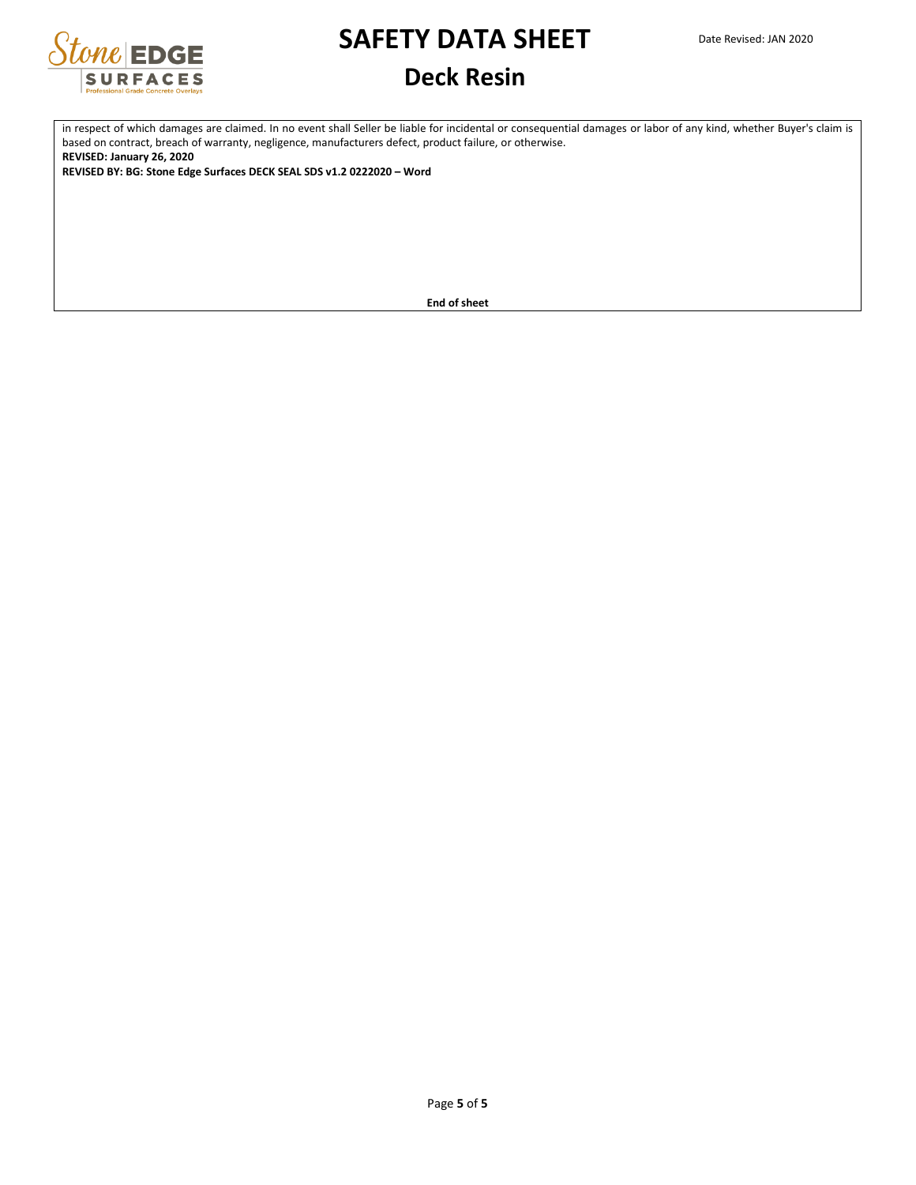in respect of which damages are claimed. In no event shall Seller be liable for incidental or consequential damages or labor of any kind, whether Buyer's claim is based on contract, breach of warranty, negligence, manufacturers defect, product failure, or otherwise.

**REVISED: January 26, 2020**

**REVISED BY: BG: Stone Edge Surfaces DECK SEAL SDS v1.2 0222020 – Word**

**End of sheet**